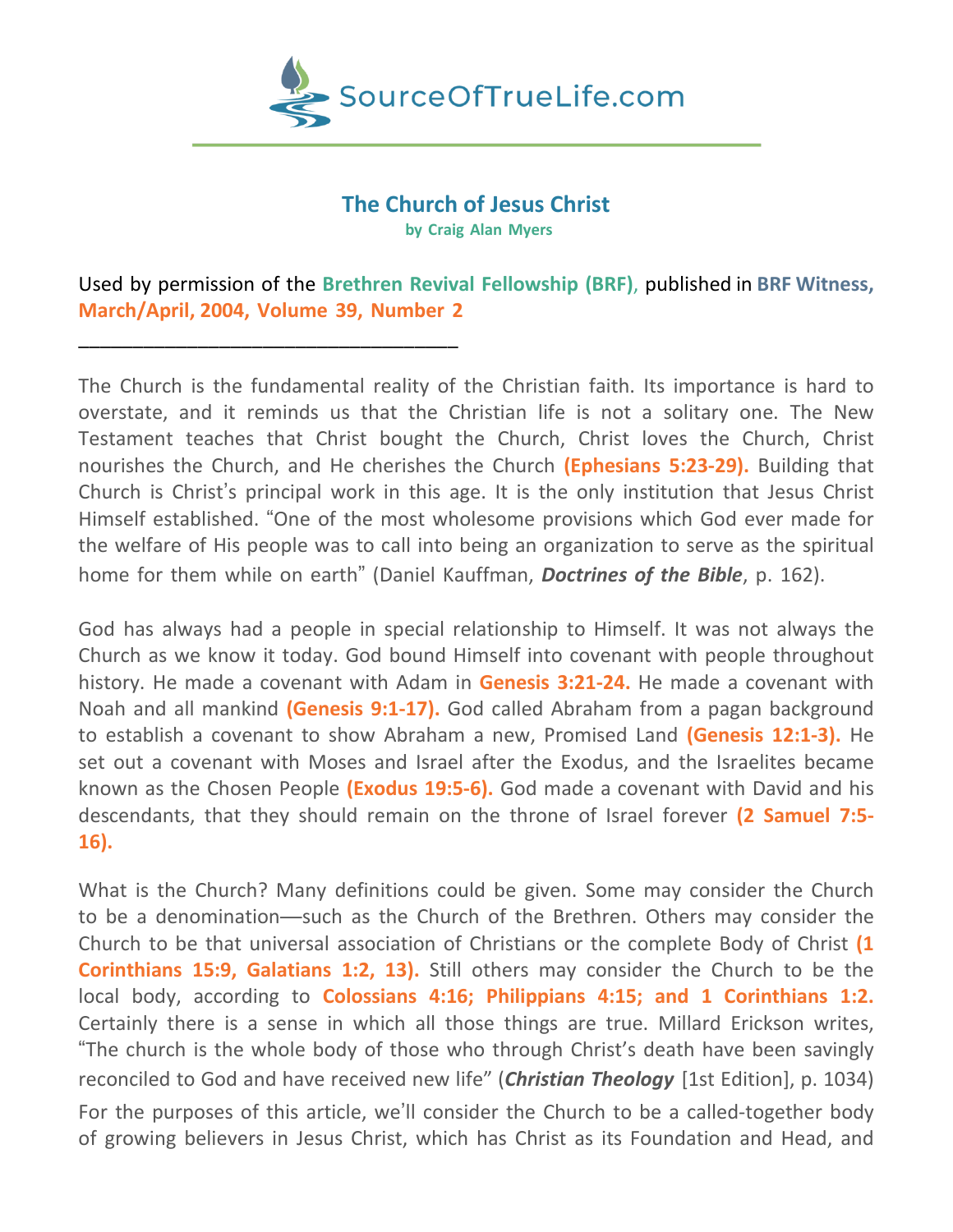SourceOfTrueLife.com

# The Church of Jesus Christ

**by Craig Alan Myers**

Used by permission of the **Brethren Revival Fellowship (BRF)**, published in **BRF Witness, March/April, 2004, Volume 39, Number 2**

---

The Church is the fundamental reality of the Christian faith. Its importance is hard to overstate, and it reminds us that the Christian life is not a solitary one. The New Testament teaches that Christ bought the Church, Christ loves the Church, Christ nourishes the Church, and He cherishes the Church **(Ephesians 5:23-29).** Building that Church is Christ's principal work in this age. It is the only institution that Jesus Christ Himself established. "One of the most wholesome provisions which God ever made for the welfare of His people was to call into being an organization to serve as the spiritual home for them while on earth" (Daniel Kauffman, ***Doctrines of the Bible***, p. 162).

God has always had a people in special relationship to Himself. It was not always the Church as we know it today. God bound Himself into covenant with people throughout history. He made a covenant with Adam in **Genesis 3:21-24.** He made a covenant with Noah and all mankind **(Genesis 9:1-17).** God called Abraham from a pagan background to establish a covenant to show Abraham a new, Promised Land **(Genesis 12:1-3).** He set out a covenant with Moses and Israel after the Exodus, and the Israelites became known as the Chosen People **(Exodus 19:5-6).** God made a covenant with David and his descendants, that they should remain on the throne of Israel forever **(2 Samuel 7:5-16).**

What is the Church? Many definitions could be given. Some may consider the Church to be a denomination—such as the Church of the Brethren. Others may consider the Church to be that universal association of Christians or the complete Body of Christ **(1 Corinthians 15:9, Galatians 1:2, 13).** Still others may consider the Church to be the local body, according to **Colossians 4:16; Philippians 4:15; and 1 Corinthians 1:2.** Certainly there is a sense in which all those things are true. Millard Erickson writes, "The church is the whole body of those who through Christ's death have been savingly reconciled to God and have received new life" (***Christian Theology*** [1st Edition], p. 1034)

For the purposes of this article, we'll consider the Church to be a called-together body of growing believers in Jesus Christ, which has Christ as its Foundation and Head, and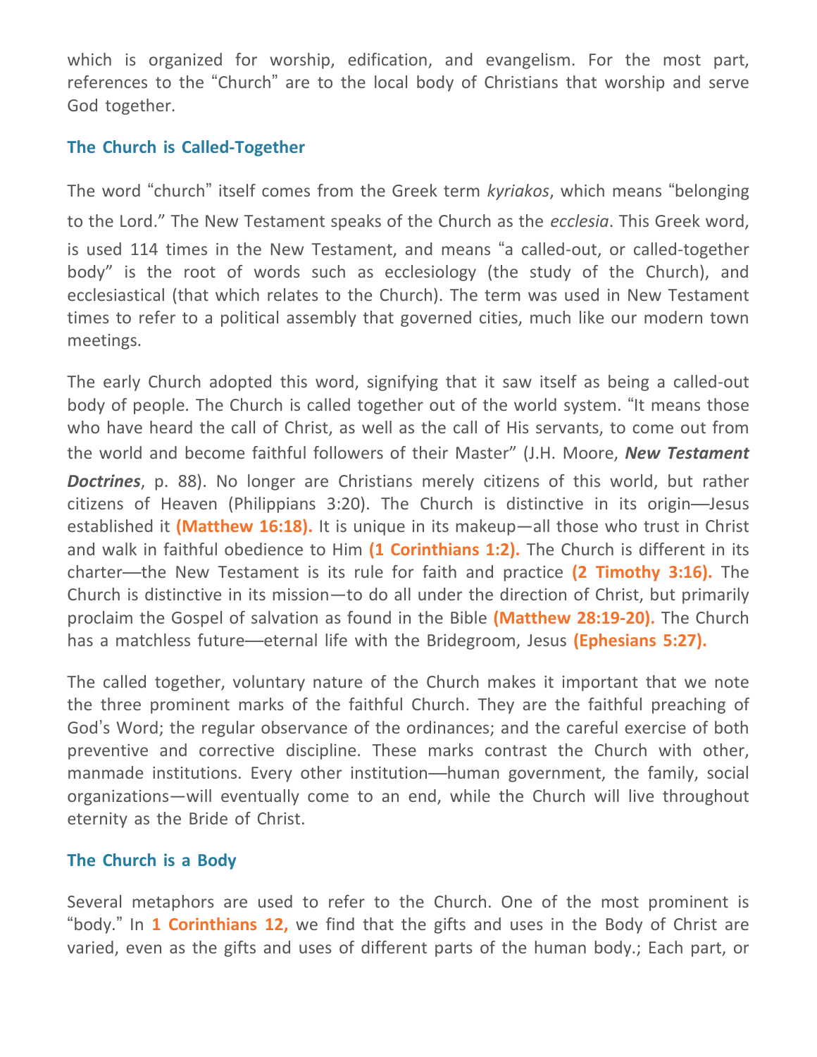which is organized for worship, edification, and evangelism. For the most part, references to the "Church" are to the local body of Christians that worship and serve God together.

### The Church is Called-Together

The word "church" itself comes from the Greek term *kyriakos*, which means "belonging to the Lord." The New Testament speaks of the Church as the *ecclesia*. This Greek word, is used 114 times in the New Testament, and means "a called-out, or called-together body" is the root of words such as ecclesiology (the study of the Church), and ecclesiastical (that which relates to the Church). The term was used in New Testament times to refer to a political assembly that governed cities, much like our modern town meetings.

The early Church adopted this word, signifying that it saw itself as being a called-out body of people. The Church is called together out of the world system. "It means those who have heard the call of Christ, as well as the call of His servants, to come out from the world and become faithful followers of their Master" (J.H. Moore, ***New Testament Doctrines***, p. 88). No longer are Christians merely citizens of this world, but rather citizens of Heaven (Philippians 3:20). The Church is distinctive in its origin—Jesus established it **(Matthew 16:18).** It is unique in its makeup—all those who trust in Christ and walk in faithful obedience to Him **(1 Corinthians 1:2).** The Church is different in its charter—the New Testament is its rule for faith and practice **(2 Timothy 3:16).** The Church is distinctive in its mission—to do all under the direction of Christ, but primarily proclaim the Gospel of salvation as found in the Bible **(Matthew 28:19-20).** The Church has a matchless future—eternal life with the Bridegroom, Jesus **(Ephesians 5:27).**

The called together, voluntary nature of the Church makes it important that we note the three prominent marks of the faithful Church. They are the faithful preaching of God's Word; the regular observance of the ordinances; and the careful exercise of both preventive and corrective discipline. These marks contrast the Church with other, manmade institutions. Every other institution—human government, the family, social organizations—will eventually come to an end, while the Church will live throughout eternity as the Bride of Christ.

### The Church is a Body

Several metaphors are used to refer to the Church. One of the most prominent is "body." In **1 Corinthians 12,** we find that the gifts and uses in the Body of Christ are varied, even as the gifts and uses of different parts of the human body.; Each part, or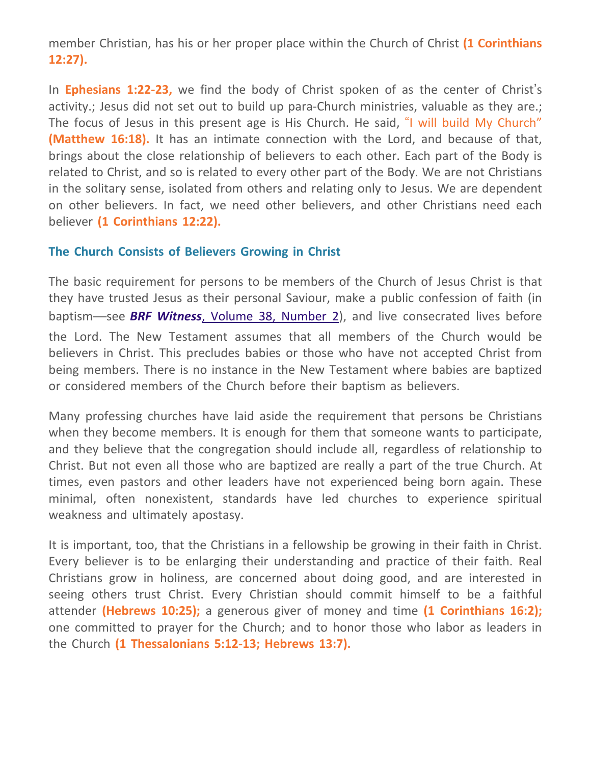member Christian, has his or her proper place within the Church of Christ **(1 Corinthians 12:27).**

In **Ephesians 1:22-23,** we find the body of Christ spoken of as the center of Christ's activity.; Jesus did not set out to build up para-Church ministries, valuable as they are.; The focus of Jesus in this present age is His Church. He said, "I will build My Church" **(Matthew 16:18).** It has an intimate connection with the Lord, and because of that, brings about the close relationship of believers to each other. Each part of the Body is related to Christ, and so is related to every other part of the Body. We are not Christians in the solitary sense, isolated from others and relating only to Jesus. We are dependent on other believers. In fact, we need other believers, and other Christians need each believer **(1 Corinthians 12:22).**

### The Church Consists of Believers Growing in Christ

The basic requirement for persons to be members of the Church of Jesus Christ is that they have trusted Jesus as their personal Saviour, make a public confession of faith (in baptism—see ***BRF Witness***, Volume 38, Number 2), and live consecrated lives before the Lord. The New Testament assumes that all members of the Church would be believers in Christ. This precludes babies or those who have not accepted Christ from being members. There is no instance in the New Testament where babies are baptized or considered members of the Church before their baptism as believers.

Many professing churches have laid aside the requirement that persons be Christians when they become members. It is enough for them that someone wants to participate, and they believe that the congregation should include all, regardless of relationship to Christ. But not even all those who are baptized are really a part of the true Church. At times, even pastors and other leaders have not experienced being born again. These minimal, often nonexistent, standards have led churches to experience spiritual weakness and ultimately apostasy.

It is important, too, that the Christians in a fellowship be growing in their faith in Christ. Every believer is to be enlarging their understanding and practice of their faith. Real Christians grow in holiness, are concerned about doing good, and are interested in seeing others trust Christ. Every Christian should commit himself to be a faithful attender **(Hebrews 10:25);** a generous giver of money and time **(1 Corinthians 16:2);** one committed to prayer for the Church; and to honor those who labor as leaders in the Church **(1 Thessalonians 5:12-13; Hebrews 13:7).**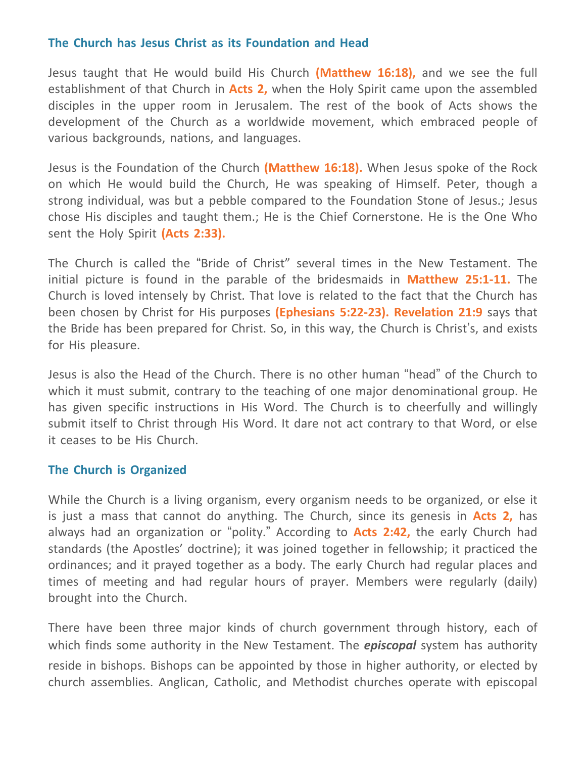### The Church has Jesus Christ as its Foundation and Head

Jesus taught that He would build His Church **(Matthew 16:18),** and we see the full establishment of that Church in **Acts 2,** when the Holy Spirit came upon the assembled disciples in the upper room in Jerusalem. The rest of the book of Acts shows the development of the Church as a worldwide movement, which embraced people of various backgrounds, nations, and languages.

Jesus is the Foundation of the Church **(Matthew 16:18).** When Jesus spoke of the Rock on which He would build the Church, He was speaking of Himself. Peter, though a strong individual, was but a pebble compared to the Foundation Stone of Jesus.; Jesus chose His disciples and taught them.; He is the Chief Cornerstone. He is the One Who sent the Holy Spirit **(Acts 2:33).**

The Church is called the "Bride of Christ" several times in the New Testament. The initial picture is found in the parable of the bridesmaids in **Matthew 25:1-11.** The Church is loved intensely by Christ. That love is related to the fact that the Church has been chosen by Christ for His purposes **(Ephesians 5:22-23). Revelation 21:9** says that the Bride has been prepared for Christ. So, in this way, the Church is Christ's, and exists for His pleasure.

Jesus is also the Head of the Church. There is no other human "head" of the Church to which it must submit, contrary to the teaching of one major denominational group. He has given specific instructions in His Word. The Church is to cheerfully and willingly submit itself to Christ through His Word. It dare not act contrary to that Word, or else it ceases to be His Church.

### The Church is Organized

While the Church is a living organism, every organism needs to be organized, or else it is just a mass that cannot do anything. The Church, since its genesis in **Acts 2,** has always had an organization or "polity." According to **Acts 2:42,** the early Church had standards (the Apostles' doctrine); it was joined together in fellowship; it practiced the ordinances; and it prayed together as a body. The early Church had regular places and times of meeting and had regular hours of prayer. Members were regularly (daily) brought into the Church.

There have been three major kinds of church government through history, each of which finds some authority in the New Testament. The ***episcopal*** system has authority reside in bishops. Bishops can be appointed by those in higher authority, or elected by church assemblies. Anglican, Catholic, and Methodist churches operate with episcopal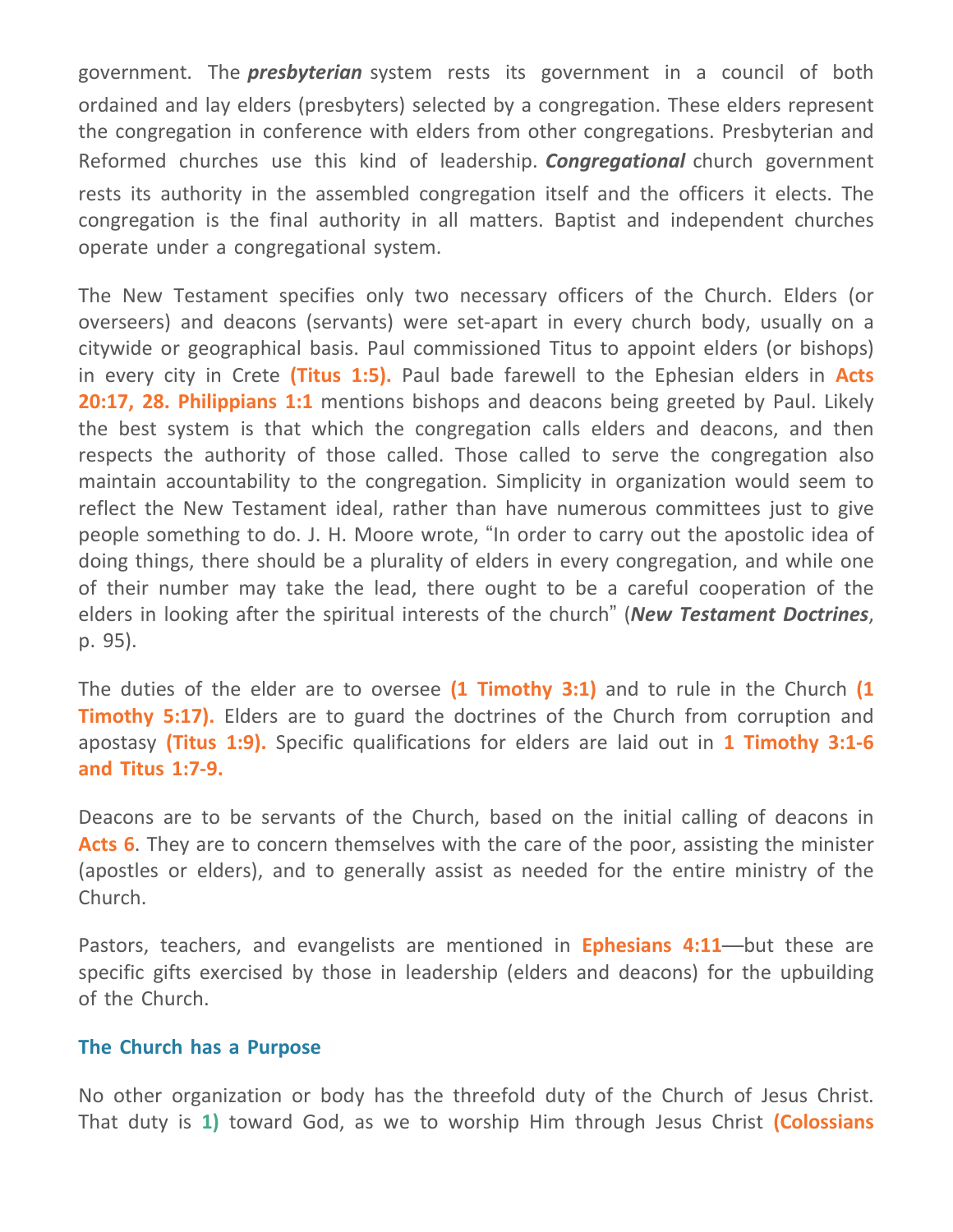government. The ***presbyterian*** system rests its government in a council of both ordained and lay elders (presbyters) selected by a congregation. These elders represent the congregation in conference with elders from other congregations. Presbyterian and Reformed churches use this kind of leadership. ***Congregational*** church government rests its authority in the assembled congregation itself and the officers it elects. The congregation is the final authority in all matters. Baptist and independent churches operate under a congregational system.

The New Testament specifies only two necessary officers of the Church. Elders (or overseers) and deacons (servants) were set-apart in every church body, usually on a citywide or geographical basis. Paul commissioned Titus to appoint elders (or bishops) in every city in Crete **(Titus 1:5).** Paul bade farewell to the Ephesian elders in **Acts 20:17, 28. Philippians 1:1** mentions bishops and deacons being greeted by Paul. Likely the best system is that which the congregation calls elders and deacons, and then respects the authority of those called. Those called to serve the congregation also maintain accountability to the congregation. Simplicity in organization would seem to reflect the New Testament ideal, rather than have numerous committees just to give people something to do. J. H. Moore wrote, "In order to carry out the apostolic idea of doing things, there should be a plurality of elders in every congregation, and while one of their number may take the lead, there ought to be a careful cooperation of the elders in looking after the spiritual interests of the church" (***New Testament Doctrines***, p. 95).

The duties of the elder are to oversee **(1 Timothy 3:1)** and to rule in the Church **(1 Timothy 5:17).** Elders are to guard the doctrines of the Church from corruption and apostasy **(Titus 1:9).** Specific qualifications for elders are laid out in **1 Timothy 3:1-6 and Titus 1:7-9.**

Deacons are to be servants of the Church, based on the initial calling of deacons in **Acts 6**. They are to concern themselves with the care of the poor, assisting the minister (apostles or elders), and to generally assist as needed for the entire ministry of the Church.

Pastors, teachers, and evangelists are mentioned in **Ephesians 4:11**—but these are specific gifts exercised by those in leadership (elders and deacons) for the upbuilding of the Church.

### The Church has a Purpose

No other organization or body has the threefold duty of the Church of Jesus Christ. That duty is **1)** toward God, as we to worship Him through Jesus Christ **(Colossians**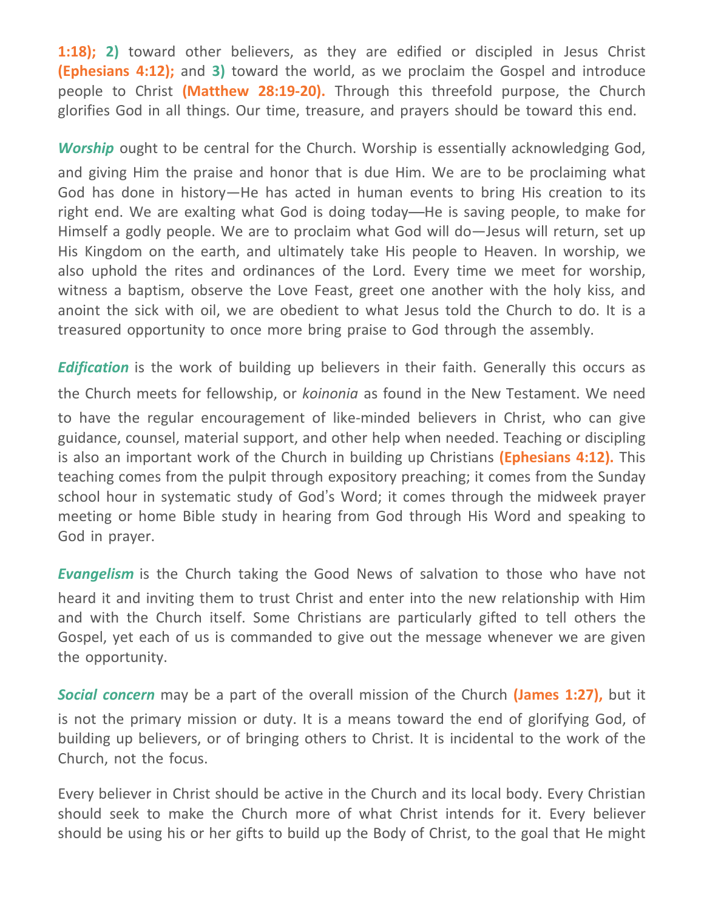**1:18); 2)** toward other believers, as they are edified or discipled in Jesus Christ **(Ephesians 4:12);** and **3)** toward the world, as we proclaim the Gospel and introduce people to Christ **(Matthew 28:19-20).** Through this threefold purpose, the Church glorifies God in all things. Our time, treasure, and prayers should be toward this end.

***Worship*** ought to be central for the Church. Worship is essentially acknowledging God, and giving Him the praise and honor that is due Him. We are to be proclaiming what God has done in history—He has acted in human events to bring His creation to its right end. We are exalting what God is doing today—He is saving people, to make for Himself a godly people. We are to proclaim what God will do—Jesus will return, set up His Kingdom on the earth, and ultimately take His people to Heaven. In worship, we also uphold the rites and ordinances of the Lord. Every time we meet for worship, witness a baptism, observe the Love Feast, greet one another with the holy kiss, and anoint the sick with oil, we are obedient to what Jesus told the Church to do. It is a treasured opportunity to once more bring praise to God through the assembly.

***Edification*** is the work of building up believers in their faith. Generally this occurs as the Church meets for fellowship, or *koinonia* as found in the New Testament. We need to have the regular encouragement of like-minded believers in Christ, who can give guidance, counsel, material support, and other help when needed. Teaching or discipling is also an important work of the Church in building up Christians **(Ephesians 4:12).** This teaching comes from the pulpit through expository preaching; it comes from the Sunday school hour in systematic study of God's Word; it comes through the midweek prayer meeting or home Bible study in hearing from God through His Word and speaking to God in prayer.

***Evangelism*** is the Church taking the Good News of salvation to those who have not heard it and inviting them to trust Christ and enter into the new relationship with Him and with the Church itself. Some Christians are particularly gifted to tell others the Gospel, yet each of us is commanded to give out the message whenever we are given the opportunity.

***Social concern*** may be a part of the overall mission of the Church **(James 1:27),** but it is not the primary mission or duty. It is a means toward the end of glorifying God, of building up believers, or of bringing others to Christ. It is incidental to the work of the Church, not the focus.

Every believer in Christ should be active in the Church and its local body. Every Christian should seek to make the Church more of what Christ intends for it. Every believer should be using his or her gifts to build up the Body of Christ, to the goal that He might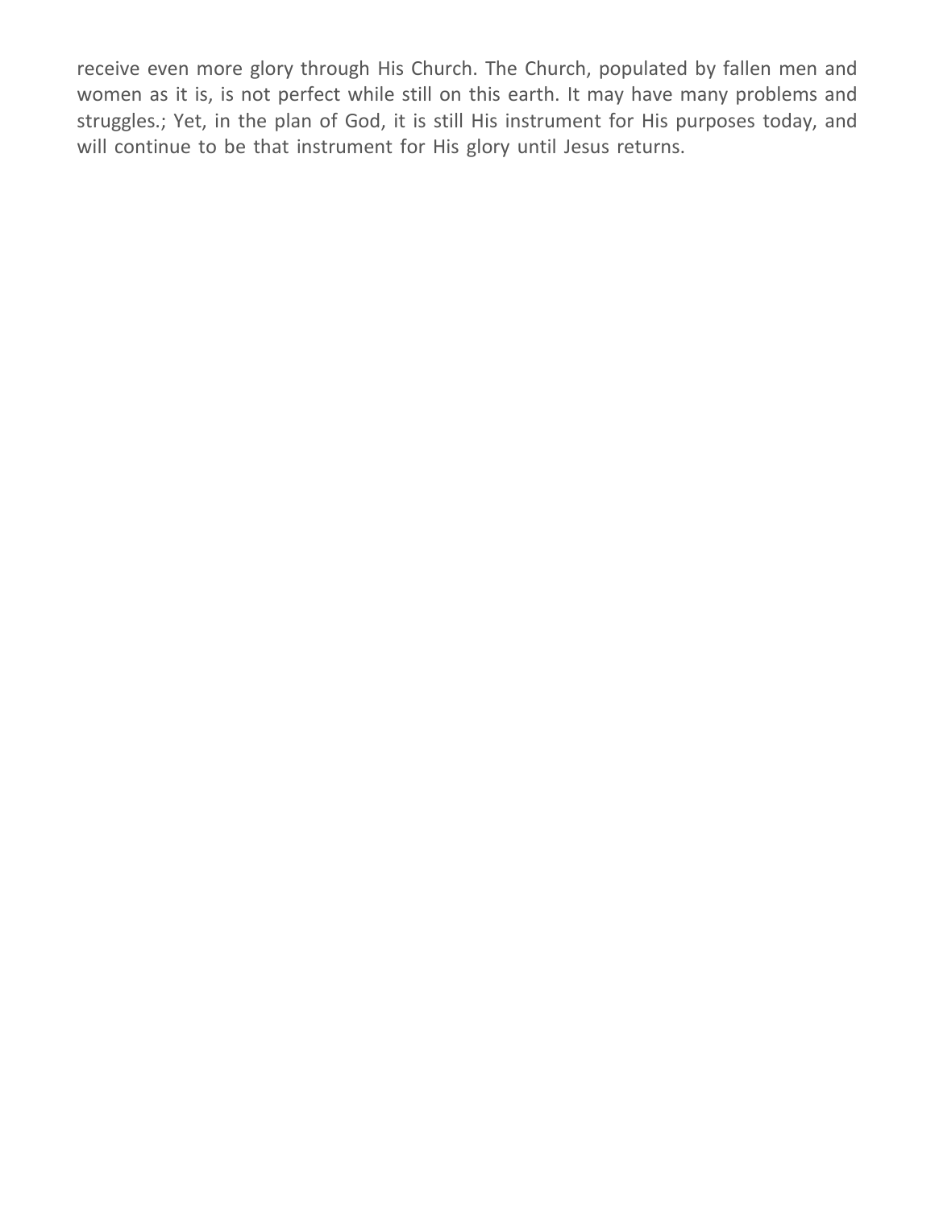receive even more glory through His Church. The Church, populated by fallen men and women as it is, is not perfect while still on this earth. It may have many problems and struggles.; Yet, in the plan of God, it is still His instrument for His purposes today, and will continue to be that instrument for His glory until Jesus returns.